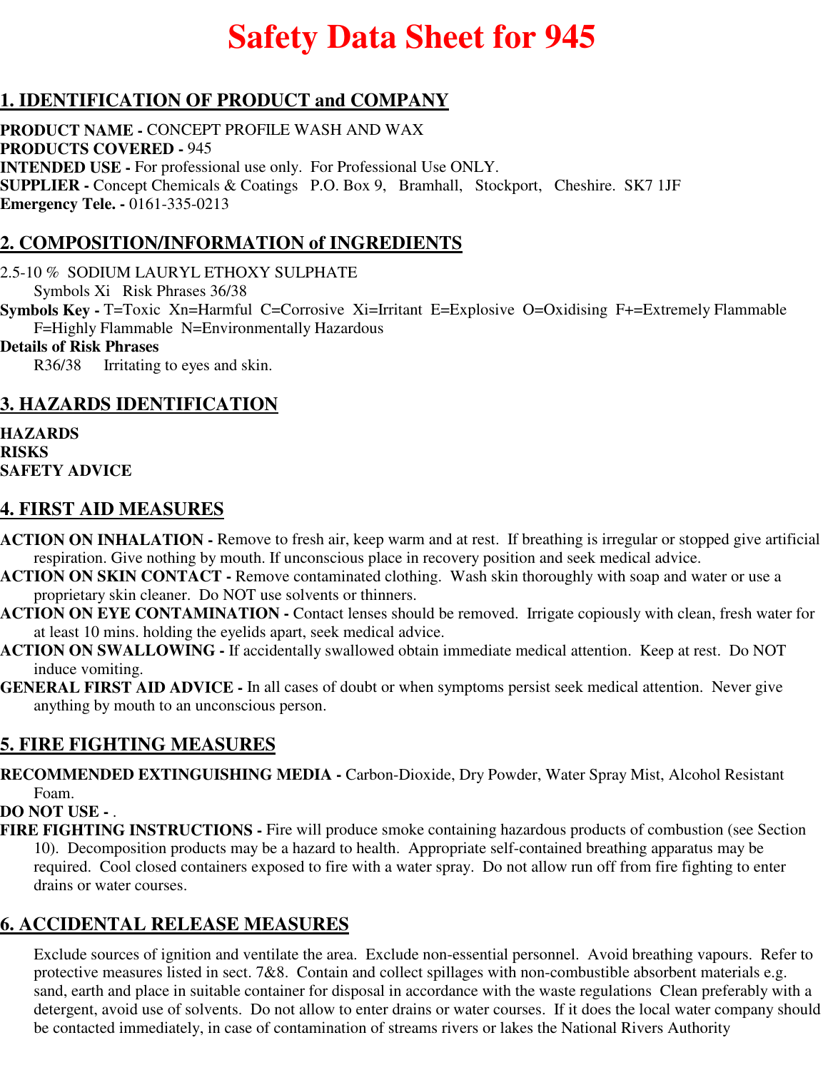# Safety Data Sheet for 945

## 1. IDENTIFICATION OF PRODUCT and COMPANY

**PRODUCT NAME -** CONCEPT PROFILE WASH AND WAX
**PRODUCTS COVERED -** 945
**INTENDED USE -** For professional use only. For Professional Use ONLY.
**SUPPLIER -** Concept Chemicals & Coatings P.O. Box 9, Bramhall, Stockport, Cheshire. SK7 1JF
**Emergency Tele. -** 0161-335-0213

## 2. COMPOSITION/INFORMATION of INGREDIENTS

2.5-10 % SODIUM LAURYL ETHOXY SULPHATE
Symbols Xi Risk Phrases 36/38

**Symbols Key -** T=Toxic Xn=Harmful C=Corrosive Xi=Irritant E=Explosive O=Oxidising F+=Extremely Flammable F=Highly Flammable N=Environmentally Hazardous

**Details of Risk Phrases**
R36/38 Irritating to eyes and skin.

## 3. HAZARDS IDENTIFICATION

**HAZARDS**
**RISKS**
**SAFETY ADVICE**

## 4. FIRST AID MEASURES

**ACTION ON INHALATION -** Remove to fresh air, keep warm and at rest. If breathing is irregular or stopped give artificial respiration. Give nothing by mouth. If unconscious place in recovery position and seek medical advice.
**ACTION ON SKIN CONTACT -** Remove contaminated clothing. Wash skin thoroughly with soap and water or use a proprietary skin cleaner. Do NOT use solvents or thinners.
**ACTION ON EYE CONTAMINATION -** Contact lenses should be removed. Irrigate copiously with clean, fresh water for at least 10 mins. holding the eyelids apart, seek medical advice.
**ACTION ON SWALLOWING -** If accidentally swallowed obtain immediate medical attention. Keep at rest. Do NOT induce vomiting.
**GENERAL FIRST AID ADVICE -** In all cases of doubt or when symptoms persist seek medical attention. Never give anything by mouth to an unconscious person.

## 5. FIRE FIGHTING MEASURES

**RECOMMENDED EXTINGUISHING MEDIA -** Carbon-Dioxide, Dry Powder, Water Spray Mist, Alcohol Resistant Foam.
**DO NOT USE -** .
**FIRE FIGHTING INSTRUCTIONS -** Fire will produce smoke containing hazardous products of combustion (see Section 10). Decomposition products may be a hazard to health. Appropriate self-contained breathing apparatus may be required. Cool closed containers exposed to fire with a water spray. Do not allow run off from fire fighting to enter drains or water courses.

## 6. ACCIDENTAL RELEASE MEASURES

Exclude sources of ignition and ventilate the area. Exclude non-essential personnel. Avoid breathing vapours. Refer to protective measures listed in sect. 7&8. Contain and collect spillages with non-combustible absorbent materials e.g. sand, earth and place in suitable container for disposal in accordance with the waste regulations Clean preferably with a detergent, avoid use of solvents. Do not allow to enter drains or water courses. If it does the local water company should be contacted immediately, in case of contamination of streams rivers or lakes the National Rivers Authority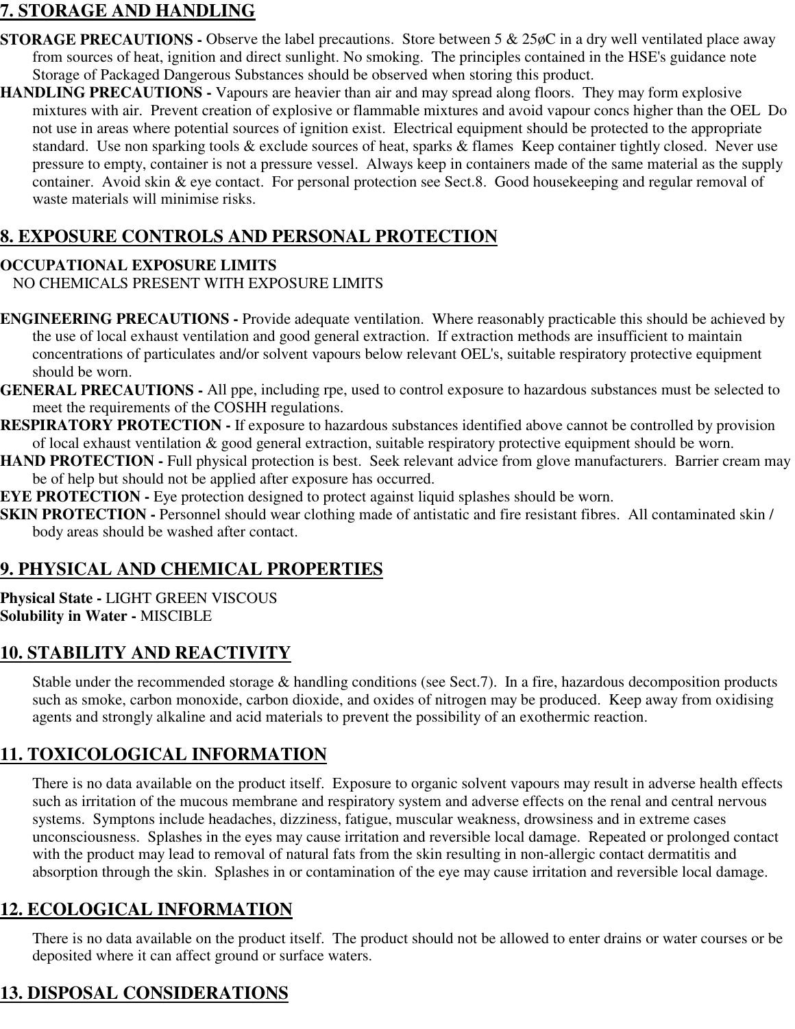## 7. STORAGE AND HANDLING

**STORAGE PRECAUTIONS -** Observe the label precautions. Store between 5 & 25øC in a dry well ventilated place away from sources of heat, ignition and direct sunlight. No smoking. The principles contained in the HSE's guidance note Storage of Packaged Dangerous Substances should be observed when storing this product.

**HANDLING PRECAUTIONS -** Vapours are heavier than air and may spread along floors. They may form explosive mixtures with air. Prevent creation of explosive or flammable mixtures and avoid vapour concs higher than the OEL Do not use in areas where potential sources of ignition exist. Electrical equipment should be protected to the appropriate standard. Use non sparking tools & exclude sources of heat, sparks & flames Keep container tightly closed. Never use pressure to empty, container is not a pressure vessel. Always keep in containers made of the same material as the supply container. Avoid skin & eye contact. For personal protection see Sect.8. Good housekeeping and regular removal of waste materials will minimise risks.

## 8. EXPOSURE CONTROLS AND PERSONAL PROTECTION

**OCCUPATIONAL EXPOSURE LIMITS**

NO CHEMICALS PRESENT WITH EXPOSURE LIMITS

**ENGINEERING PRECAUTIONS -** Provide adequate ventilation. Where reasonably practicable this should be achieved by the use of local exhaust ventilation and good general extraction. If extraction methods are insufficient to maintain concentrations of particulates and/or solvent vapours below relevant OEL's, suitable respiratory protective equipment should be worn.

**GENERAL PRECAUTIONS -** All ppe, including rpe, used to control exposure to hazardous substances must be selected to meet the requirements of the COSHH regulations.

**RESPIRATORY PROTECTION -** If exposure to hazardous substances identified above cannot be controlled by provision of local exhaust ventilation & good general extraction, suitable respiratory protective equipment should be worn.

**HAND PROTECTION -** Full physical protection is best. Seek relevant advice from glove manufacturers. Barrier cream may be of help but should not be applied after exposure has occurred.

**EYE PROTECTION -** Eye protection designed to protect against liquid splashes should be worn.

**SKIN PROTECTION -** Personnel should wear clothing made of antistatic and fire resistant fibres. All contaminated skin / body areas should be washed after contact.

## 9. PHYSICAL AND CHEMICAL PROPERTIES

**Physical State -** LIGHT GREEN VISCOUS
**Solubility in Water -** MISCIBLE

## 10. STABILITY AND REACTIVITY

Stable under the recommended storage & handling conditions (see Sect.7). In a fire, hazardous decomposition products such as smoke, carbon monoxide, carbon dioxide, and oxides of nitrogen may be produced. Keep away from oxidising agents and strongly alkaline and acid materials to prevent the possibility of an exothermic reaction.

## 11. TOXICOLOGICAL INFORMATION

There is no data available on the product itself. Exposure to organic solvent vapours may result in adverse health effects such as irritation of the mucous membrane and respiratory system and adverse effects on the renal and central nervous systems. Symptons include headaches, dizziness, fatigue, muscular weakness, drowsiness and in extreme cases unconsciousness. Splashes in the eyes may cause irritation and reversible local damage. Repeated or prolonged contact with the product may lead to removal of natural fats from the skin resulting in non-allergic contact dermatitis and absorption through the skin. Splashes in or contamination of the eye may cause irritation and reversible local damage.

## 12. ECOLOGICAL INFORMATION

There is no data available on the product itself. The product should not be allowed to enter drains or water courses or be deposited where it can affect ground or surface waters.

## 13. DISPOSAL CONSIDERATIONS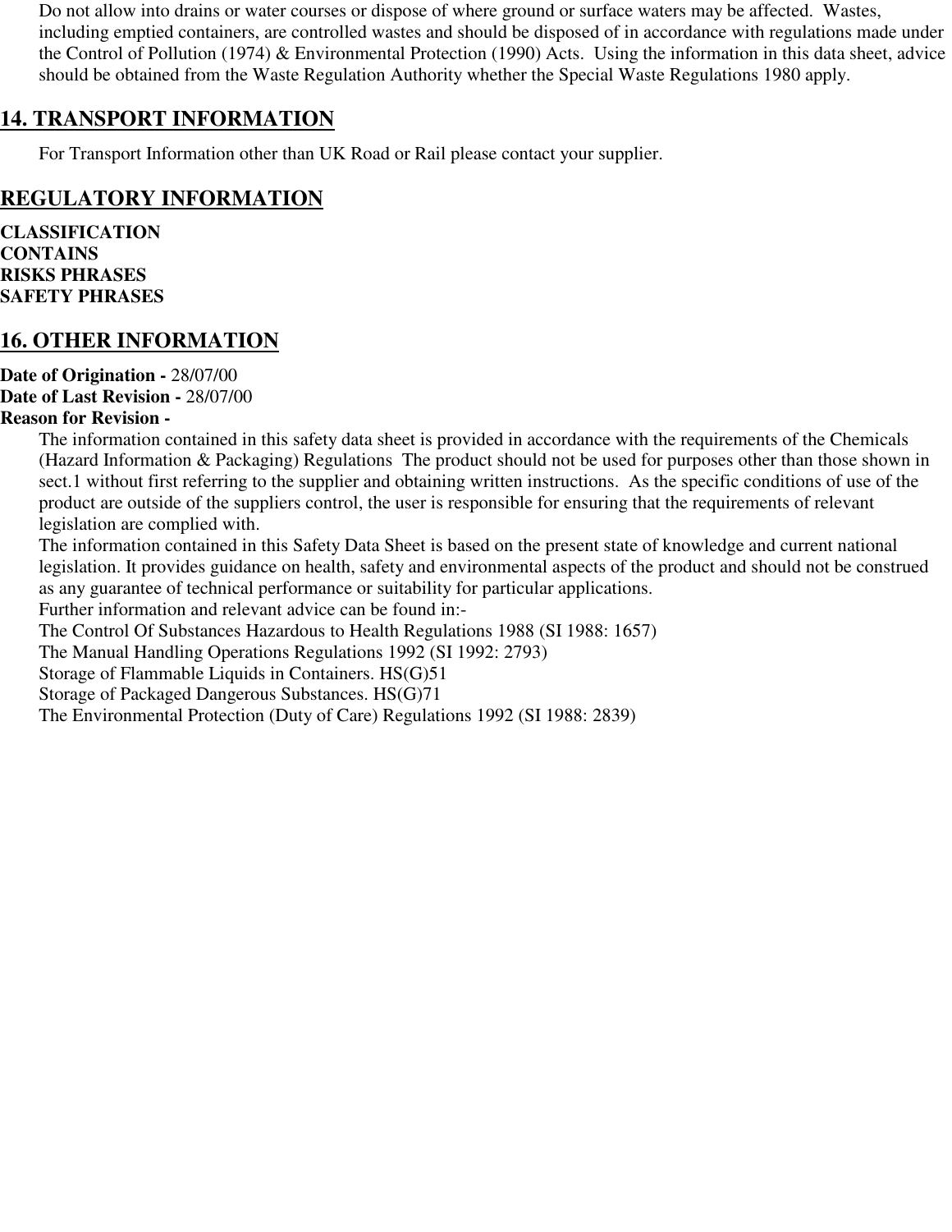Do not allow into drains or water courses or dispose of where ground or surface waters may be affected. Wastes, including emptied containers, are controlled wastes and should be disposed of in accordance with regulations made under the Control of Pollution (1974) & Environmental Protection (1990) Acts. Using the information in this data sheet, advice should be obtained from the Waste Regulation Authority whether the Special Waste Regulations 1980 apply.

## 14. TRANSPORT INFORMATION

For Transport Information other than UK Road or Rail please contact your supplier.

## REGULATORY INFORMATION

**CLASSIFICATION**
**CONTAINS**
**RISKS PHRASES**
**SAFETY PHRASES**

## 16. OTHER INFORMATION

**Date of Origination -** 28/07/00
**Date of Last Revision -** 28/07/00
**Reason for Revision -**

The information contained in this safety data sheet is provided in accordance with the requirements of the Chemicals (Hazard Information & Packaging) Regulations The product should not be used for purposes other than those shown in sect.1 without first referring to the supplier and obtaining written instructions. As the specific conditions of use of the product are outside of the suppliers control, the user is responsible for ensuring that the requirements of relevant legislation are complied with.
The information contained in this Safety Data Sheet is based on the present state of knowledge and current national legislation. It provides guidance on health, safety and environmental aspects of the product and should not be construed as any guarantee of technical performance or suitability for particular applications.
Further information and relevant advice can be found in:-
The Control Of Substances Hazardous to Health Regulations 1988 (SI 1988: 1657)
The Manual Handling Operations Regulations 1992 (SI 1992: 2793)
Storage of Flammable Liquids in Containers. HS(G)51
Storage of Packaged Dangerous Substances. HS(G)71
The Environmental Protection (Duty of Care) Regulations 1992 (SI 1988: 2839)